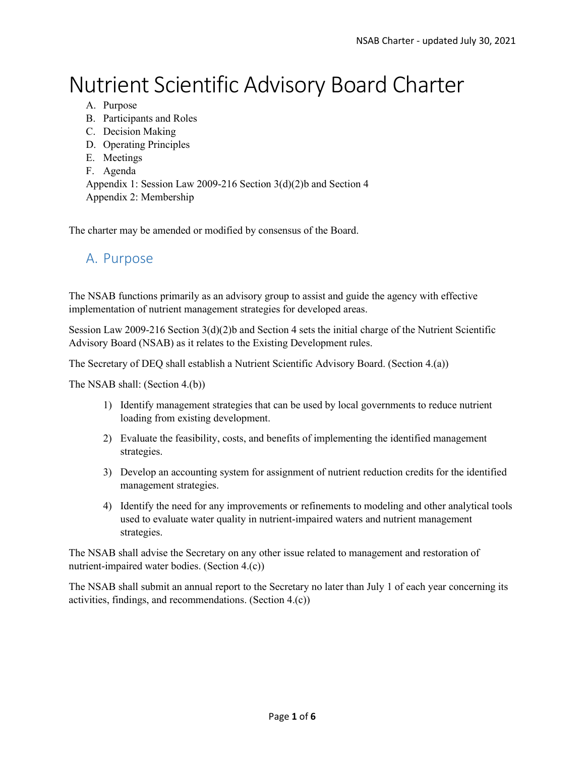# Nutrient Scientific Advisory Board Charter

A. Purpose
B. Participants and Roles
C. Decision Making
D. Operating Principles
E. Meetings
F. Agenda

Appendix 1: Session Law 2009-216 Section 3(d)(2)b and Section 4
Appendix 2: Membership

The charter may be amended or modified by consensus of the Board.

## A. Purpose

The NSAB functions primarily as an advisory group to assist and guide the agency with effective implementation of nutrient management strategies for developed areas.

Session Law 2009-216 Section 3(d)(2)b and Section 4 sets the initial charge of the Nutrient Scientific Advisory Board (NSAB) as it relates to the Existing Development rules.

The Secretary of DEQ shall establish a Nutrient Scientific Advisory Board. (Section 4.(a))

The NSAB shall: (Section 4.(b))

1) Identify management strategies that can be used by local governments to reduce nutrient loading from existing development.
2) Evaluate the feasibility, costs, and benefits of implementing the identified management strategies.
3) Develop an accounting system for assignment of nutrient reduction credits for the identified management strategies.
4) Identify the need for any improvements or refinements to modeling and other analytical tools used to evaluate water quality in nutrient-impaired waters and nutrient management strategies.

The NSAB shall advise the Secretary on any other issue related to management and restoration of nutrient-impaired water bodies. (Section 4.(c))

The NSAB shall submit an annual report to the Secretary no later than July 1 of each year concerning its activities, findings, and recommendations. (Section 4.(c))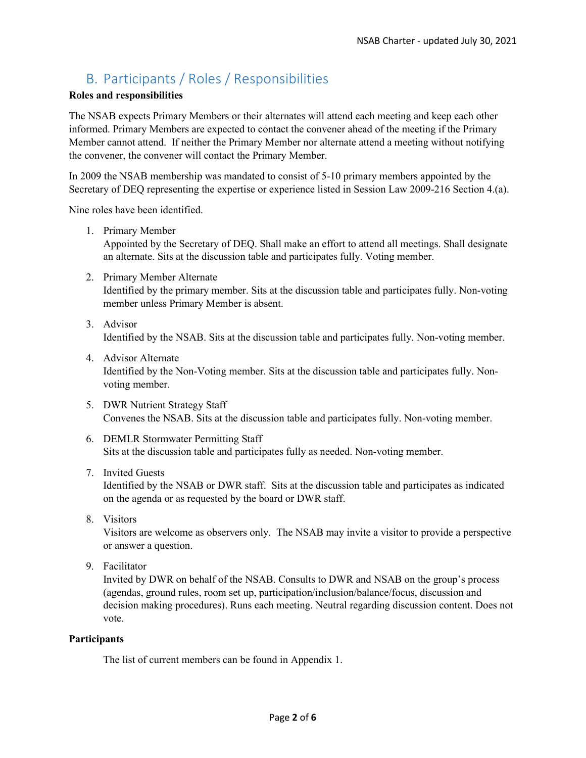## B. Participants / Roles / Responsibilities

**Roles and responsibilities**

The NSAB expects Primary Members or their alternates will attend each meeting and keep each other informed. Primary Members are expected to contact the convener ahead of the meeting if the Primary Member cannot attend. If neither the Primary Member nor alternate attend a meeting without notifying the convener, the convener will contact the Primary Member.

In 2009 the NSAB membership was mandated to consist of 5-10 primary members appointed by the Secretary of DEQ representing the expertise or experience listed in Session Law 2009-216 Section 4.(a).

Nine roles have been identified.

1. Primary Member
   Appointed by the Secretary of DEQ. Shall make an effort to attend all meetings. Shall designate an alternate. Sits at the discussion table and participates fully. Voting member.

2. Primary Member Alternate
   Identified by the primary member. Sits at the discussion table and participates fully. Non-voting member unless Primary Member is absent.

3. Advisor
   Identified by the NSAB. Sits at the discussion table and participates fully. Non-voting member.

4. Advisor Alternate
   Identified by the Non-Voting member. Sits at the discussion table and participates fully. Non-voting member.

5. DWR Nutrient Strategy Staff
   Convenes the NSAB. Sits at the discussion table and participates fully. Non-voting member.

6. DEMLR Stormwater Permitting Staff
   Sits at the discussion table and participates fully as needed. Non-voting member.

7. Invited Guests
   Identified by the NSAB or DWR staff. Sits at the discussion table and participates as indicated on the agenda or as requested by the board or DWR staff.

8. Visitors
   Visitors are welcome as observers only. The NSAB may invite a visitor to provide a perspective or answer a question.

9. Facilitator
   Invited by DWR on behalf of the NSAB. Consults to DWR and NSAB on the group's process (agendas, ground rules, room set up, participation/inclusion/balance/focus, discussion and decision making procedures). Runs each meeting. Neutral regarding discussion content. Does not vote.

**Participants**

The list of current members can be found in Appendix 1.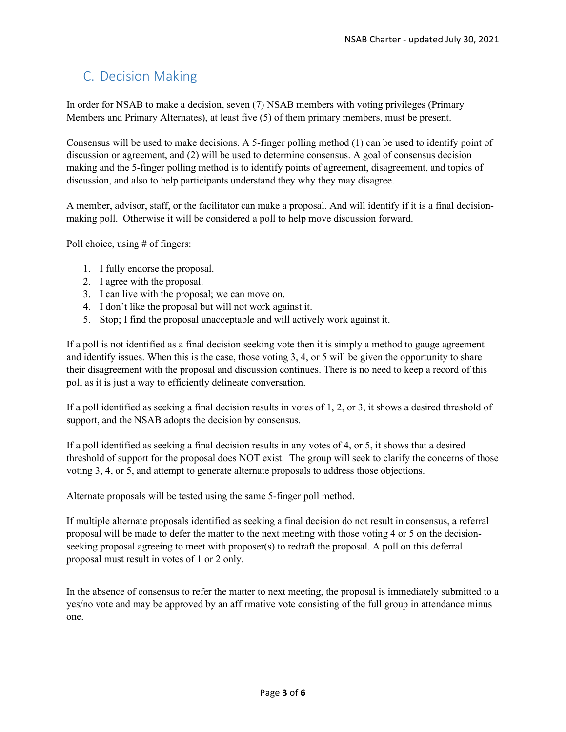## C. Decision Making

In order for NSAB to make a decision, seven (7) NSAB members with voting privileges (Primary Members and Primary Alternates), at least five (5) of them primary members, must be present.

Consensus will be used to make decisions. A 5-finger polling method (1) can be used to identify point of discussion or agreement, and (2) will be used to determine consensus. A goal of consensus decision making and the 5-finger polling method is to identify points of agreement, disagreement, and topics of discussion, and also to help participants understand they why they may disagree.

A member, advisor, staff, or the facilitator can make a proposal. And will identify if it is a final decision-making poll. Otherwise it will be considered a poll to help move discussion forward.

Poll choice, using # of fingers:

1. I fully endorse the proposal.
2. I agree with the proposal.
3. I can live with the proposal; we can move on.
4. I don't like the proposal but will not work against it.
5. Stop; I find the proposal unacceptable and will actively work against it.

If a poll is not identified as a final decision seeking vote then it is simply a method to gauge agreement and identify issues. When this is the case, those voting 3, 4, or 5 will be given the opportunity to share their disagreement with the proposal and discussion continues. There is no need to keep a record of this poll as it is just a way to efficiently delineate conversation.

If a poll identified as seeking a final decision results in votes of 1, 2, or 3, it shows a desired threshold of support, and the NSAB adopts the decision by consensus.

If a poll identified as seeking a final decision results in any votes of 4, or 5, it shows that a desired threshold of support for the proposal does NOT exist. The group will seek to clarify the concerns of those voting 3, 4, or 5, and attempt to generate alternate proposals to address those objections.

Alternate proposals will be tested using the same 5-finger poll method.

If multiple alternate proposals identified as seeking a final decision do not result in consensus, a referral proposal will be made to defer the matter to the next meeting with those voting 4 or 5 on the decision-seeking proposal agreeing to meet with proposer(s) to redraft the proposal. A poll on this deferral proposal must result in votes of 1 or 2 only.

In the absence of consensus to refer the matter to next meeting, the proposal is immediately submitted to a yes/no vote and may be approved by an affirmative vote consisting of the full group in attendance minus one.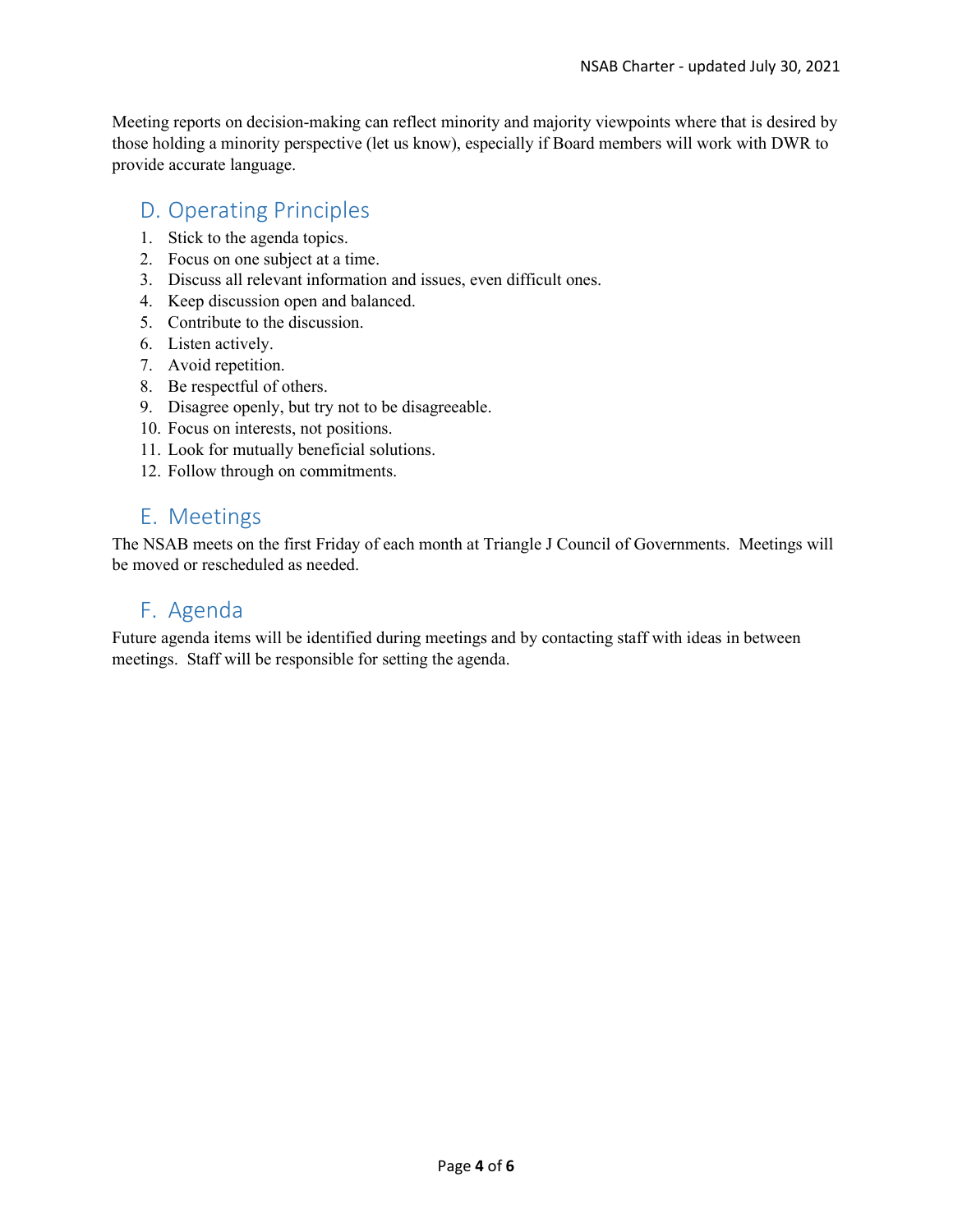Meeting reports on decision-making can reflect minority and majority viewpoints where that is desired by those holding a minority perspective (let us know), especially if Board members will work with DWR to provide accurate language.

## D. Operating Principles

1. Stick to the agenda topics.
2. Focus on one subject at a time.
3. Discuss all relevant information and issues, even difficult ones.
4. Keep discussion open and balanced.
5. Contribute to the discussion.
6. Listen actively.
7. Avoid repetition.
8. Be respectful of others.
9. Disagree openly, but try not to be disagreeable.
10. Focus on interests, not positions.
11. Look for mutually beneficial solutions.
12. Follow through on commitments.

## E. Meetings

The NSAB meets on the first Friday of each month at Triangle J Council of Governments. Meetings will be moved or rescheduled as needed.

## F. Agenda

Future agenda items will be identified during meetings and by contacting staff with ideas in between meetings. Staff will be responsible for setting the agenda.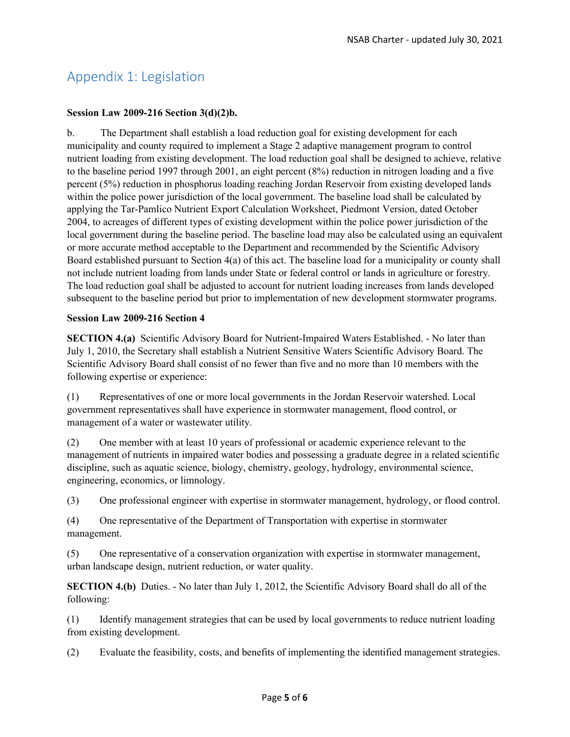# Appendix 1: Legislation

**Session Law 2009-216 Section 3(d)(2)b.**

b. The Department shall establish a load reduction goal for existing development for each municipality and county required to implement a Stage 2 adaptive management program to control nutrient loading from existing development. The load reduction goal shall be designed to achieve, relative to the baseline period 1997 through 2001, an eight percent (8%) reduction in nitrogen loading and a five percent (5%) reduction in phosphorus loading reaching Jordan Reservoir from existing developed lands within the police power jurisdiction of the local government. The baseline load shall be calculated by applying the Tar-Pamlico Nutrient Export Calculation Worksheet, Piedmont Version, dated October 2004, to acreages of different types of existing development within the police power jurisdiction of the local government during the baseline period. The baseline load may also be calculated using an equivalent or more accurate method acceptable to the Department and recommended by the Scientific Advisory Board established pursuant to Section 4(a) of this act. The baseline load for a municipality or county shall not include nutrient loading from lands under State or federal control or lands in agriculture or forestry. The load reduction goal shall be adjusted to account for nutrient loading increases from lands developed subsequent to the baseline period but prior to implementation of new development stormwater programs.

**Session Law 2009-216 Section 4**

**SECTION 4.(a)** Scientific Advisory Board for Nutrient-Impaired Waters Established. - No later than July 1, 2010, the Secretary shall establish a Nutrient Sensitive Waters Scientific Advisory Board. The Scientific Advisory Board shall consist of no fewer than five and no more than 10 members with the following expertise or experience:

(1) Representatives of one or more local governments in the Jordan Reservoir watershed. Local government representatives shall have experience in stormwater management, flood control, or management of a water or wastewater utility.

(2) One member with at least 10 years of professional or academic experience relevant to the management of nutrients in impaired water bodies and possessing a graduate degree in a related scientific discipline, such as aquatic science, biology, chemistry, geology, hydrology, environmental science, engineering, economics, or limnology.

(3) One professional engineer with expertise in stormwater management, hydrology, or flood control.

(4) One representative of the Department of Transportation with expertise in stormwater management.

(5) One representative of a conservation organization with expertise in stormwater management, urban landscape design, nutrient reduction, or water quality.

**SECTION 4.(b)** Duties. - No later than July 1, 2012, the Scientific Advisory Board shall do all of the following:

(1) Identify management strategies that can be used by local governments to reduce nutrient loading from existing development.

(2) Evaluate the feasibility, costs, and benefits of implementing the identified management strategies.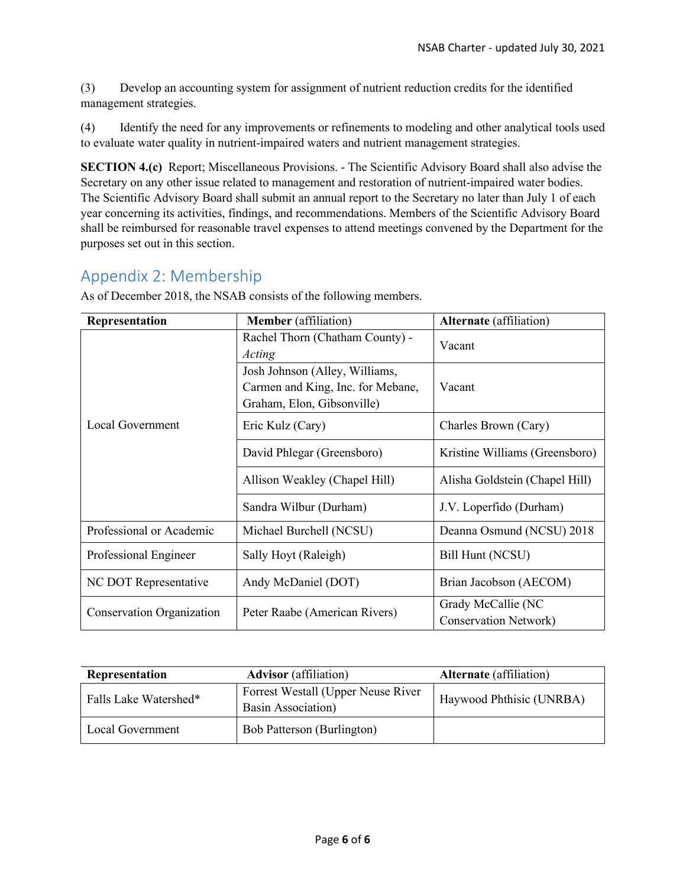(3) Develop an accounting system for assignment of nutrient reduction credits for the identified management strategies.

(4) Identify the need for any improvements or refinements to modeling and other analytical tools used to evaluate water quality in nutrient-impaired waters and nutrient management strategies.

**SECTION 4.(c)** Report; Miscellaneous Provisions. - The Scientific Advisory Board shall also advise the Secretary on any other issue related to management and restoration of nutrient-impaired water bodies. The Scientific Advisory Board shall submit an annual report to the Secretary no later than July 1 of each year concerning its activities, findings, and recommendations. Members of the Scientific Advisory Board shall be reimbursed for reasonable travel expenses to attend meetings convened by the Department for the purposes set out in this section.

## Appendix 2: Membership

As of December 2018, the NSAB consists of the following members.

| **Representation** | **Member** (affiliation) | **Alternate** (affiliation) |
|---|---|---|
| Local Government | Rachel Thorn (Chatham County) - *Acting* | Vacant |
| | Josh Johnson (Alley, Williams, Carmen and King, Inc. for Mebane, Graham, Elon, Gibsonville) | Vacant |
| | Eric Kulz (Cary) | Charles Brown (Cary) |
| | David Phlegar (Greensboro) | Kristine Williams (Greensboro) |
| | Allison Weakley (Chapel Hill) | Alisha Goldstein (Chapel Hill) |
| | Sandra Wilbur (Durham) | J.V. Loperfido (Durham) |
| Professional or Academic | Michael Burchell (NCSU) | Deanna Osmund (NCSU) 2018 |
| Professional Engineer | Sally Hoyt (Raleigh) | Bill Hunt (NCSU) |
| NC DOT Representative | Andy McDaniel (DOT) | Brian Jacobson (AECOM) |
| Conservation Organization | Peter Raabe (American Rivers) | Grady McCallie (NC Conservation Network) |

| **Representation** | **Advisor** (affiliation) | **Alternate** (affiliation) |
|---|---|---|
| Falls Lake Watershed* | Forrest Westall (Upper Neuse River Basin Association) | Haywood Phthisic (UNRBA) |
| Local Government | Bob Patterson (Burlington) | |